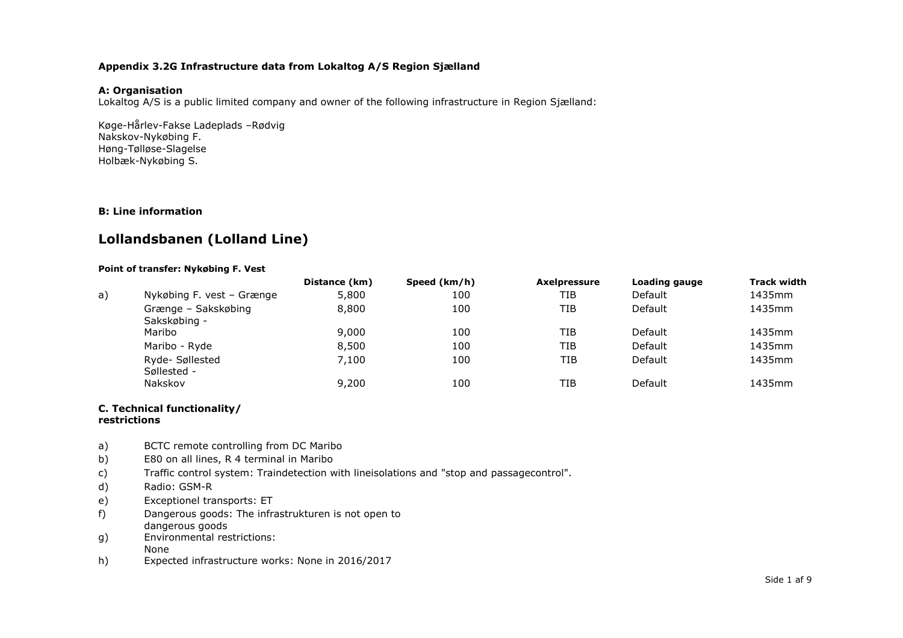**Appendix 3.2G Infrastructure data from Lokaltog A/S Region Sjælland**

**A: Organisation**

Lokaltog A/S is a public limited company and owner of the following infrastructure in Region Sjælland:

Køge-Hårlev-Fakse Ladeplads –Rødvig
Nakskov-Nykøbing F.
Høng-Tølløse-Slagelse
Holbæk-Nykøbing S.

**B: Line information**

## Lollandsbanen (Lolland Line)

**Point of transfer: Nykøbing F. Vest**

| | | Distance (km) | Speed (km/h) | Axelpressure | Loading gauge | Track width |
|---|---|---|---|---|---|---|
| a) | Nykøbing F. vest – Grænge | 5,800 | 100 | TIB | Default | 1435mm |
| | Grænge – Sakskøbing | 8,800 | 100 | TIB | Default | 1435mm |
| | Sakskøbing - Maribo | 9,000 | 100 | TIB | Default | 1435mm |
| | Maribo - Ryde | 8,500 | 100 | TIB | Default | 1435mm |
| | Ryde- Søllested | 7,100 | 100 | TIB | Default | 1435mm |
| | Søllested - Nakskov | 9,200 | 100 | TIB | Default | 1435mm |

**C. Technical functionality/ restrictions**

a) BCTC remote controlling from DC Maribo
b) E80 on all lines, R 4 terminal in Maribo
c) Traffic control system: Traindetection with lineisolations and "stop and passagecontrol".
d) Radio: GSM-R
e) Exceptionel transports: ET
f) Dangerous goods: The infrastrukturen is not open to dangerous goods
g) Environmental restrictions: None
h) Expected infrastructure works: None in 2016/2017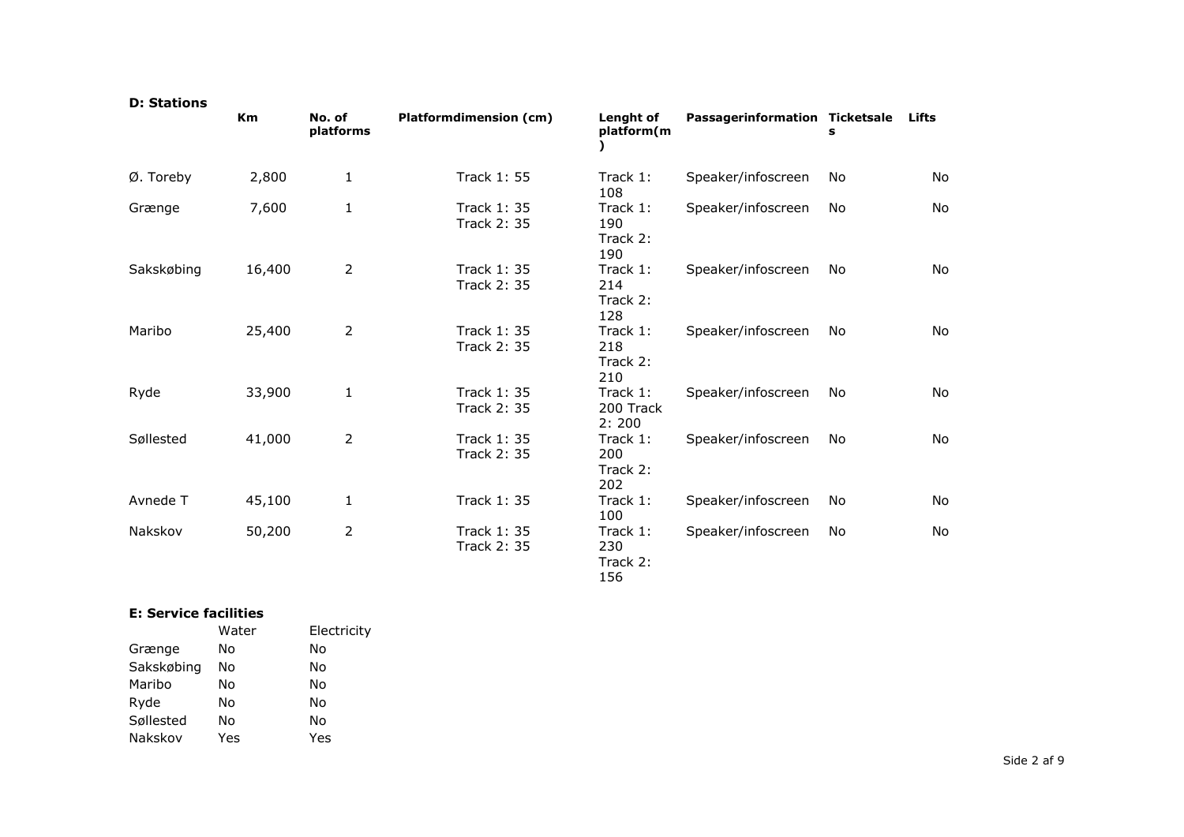**D: Stations**

| | Km | No. of platforms | Platformdimension (cm) | Lenght of platform(m) | Passagerinformation | Ticketsales | Lifts |
|---|---|---|---|---|---|---|---|
| Ø. Toreby | 2,800 | 1 | Track 1: 55 | Track 1: 108 | Speaker/infoscreen | No | No |
| Grænge | 7,600 | 1 | Track 1: 35<br>Track 2: 35 | Track 1: 190<br>Track 2: 190 | Speaker/infoscreen | No | No |
| Sakskøbing | 16,400 | 2 | Track 1: 35<br>Track 2: 35 | Track 1: 214<br>Track 2: 128 | Speaker/infoscreen | No | No |
| Maribo | 25,400 | 2 | Track 1: 35<br>Track 2: 35 | Track 1: 218<br>Track 2: 210 | Speaker/infoscreen | No | No |
| Ryde | 33,900 | 1 | Track 1: 35<br>Track 2: 35 | Track 1: 200 Track 2: 200 | Speaker/infoscreen | No | No |
| Søllested | 41,000 | 2 | Track 1: 35<br>Track 2: 35 | Track 1: 200<br>Track 2: 202 | Speaker/infoscreen | No | No |
| Avnede T | 45,100 | 1 | Track 1: 35 | Track 1: 100 | Speaker/infoscreen | No | No |
| Nakskov | 50,200 | 2 | Track 1: 35<br>Track 2: 35 | Track 1: 230<br>Track 2: 156 | Speaker/infoscreen | No | No |

**E: Service facilities**

| | Water | Electricity |
|---|---|---|
| Grænge | No | No |
| Sakskøbing | No | No |
| Maribo | No | No |
| Ryde | No | No |
| Søllested | No | No |
| Nakskov | Yes | Yes |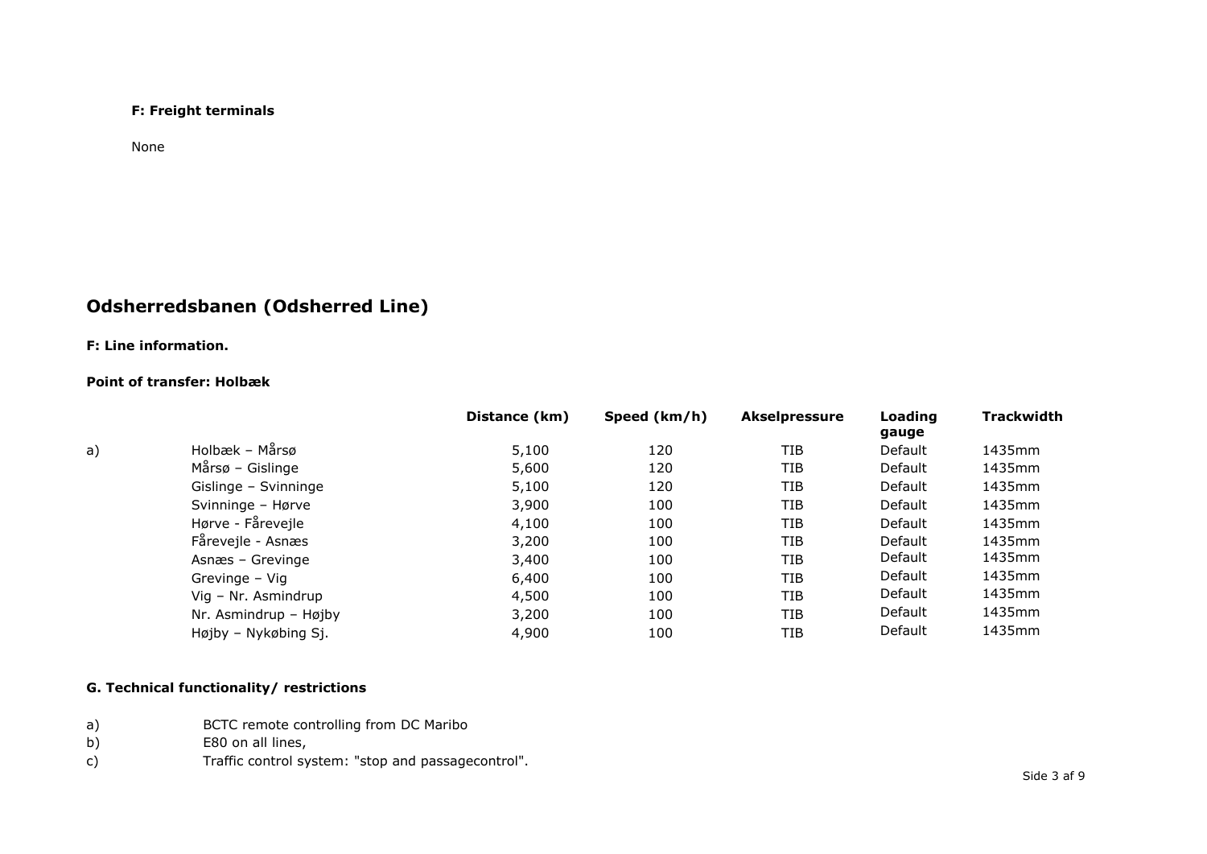**F: Freight terminals**

None

## Odsherredsbanen (Odsherred Line)

**F: Line information.**

**Point of transfer: Holbæk**

| | | Distance (km) | Speed (km/h) | Akselpressure | Loading gauge | Trackwidth |
|---|---|---|---|---|---|---|
| a) | Holbæk – Mårsø | 5,100 | 120 | TIB | Default | 1435mm |
| | Mårsø – Gislinge | 5,600 | 120 | TIB | Default | 1435mm |
| | Gislinge – Svinninge | 5,100 | 120 | TIB | Default | 1435mm |
| | Svinninge – Hørve | 3,900 | 100 | TIB | Default | 1435mm |
| | Hørve - Fårevejle | 4,100 | 100 | TIB | Default | 1435mm |
| | Fårevejle - Asnæs | 3,200 | 100 | TIB | Default | 1435mm |
| | Asnæs – Grevinge | 3,400 | 100 | TIB | Default | 1435mm |
| | Grevinge – Vig | 6,400 | 100 | TIB | Default | 1435mm |
| | Vig – Nr. Asmindrup | 4,500 | 100 | TIB | Default | 1435mm |
| | Nr. Asmindrup – Højby | 3,200 | 100 | TIB | Default | 1435mm |
| | Højby – Nykøbing Sj. | 4,900 | 100 | TIB | Default | 1435mm |

**G. Technical functionality/ restrictions**

a) BCTC remote controlling from DC Maribo

b) E80 on all lines,

c) Traffic control system: "stop and passagecontrol".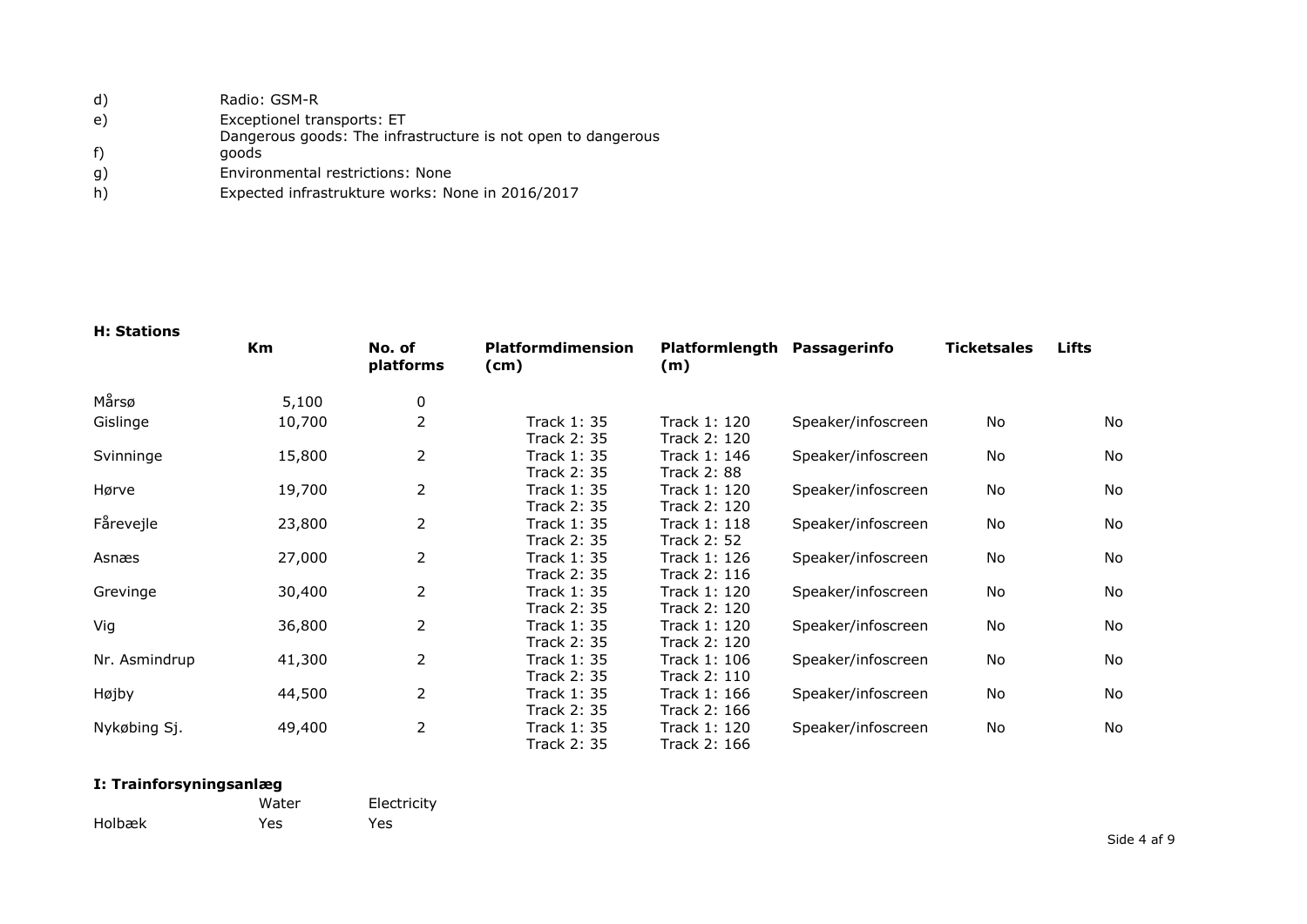d) Radio: GSM-R

e) Exceptionel transports: ET

f) Dangerous goods: The infrastructure is not open to dangerous goods

g) Environmental restrictions: None

h) Expected infrastrukture works: None in 2016/2017

**H: Stations**

| | Km | No. of platforms | Platformdimension (cm) | Platformlength (m) | Passagerinfo | Ticketsales | Lifts |
|---|---|---|---|---|---|---|---|
| Mårsø | 5,100 | 0 | | | | | |
| Gislinge | 10,700 | 2 | Track 1: 35<br>Track 2: 35 | Track 1: 120<br>Track 2: 120 | Speaker/infoscreen | No | No |
| Svinninge | 15,800 | 2 | Track 1: 35<br>Track 2: 35 | Track 1: 146<br>Track 2: 88 | Speaker/infoscreen | No | No |
| Hørve | 19,700 | 2 | Track 1: 35<br>Track 2: 35 | Track 1: 120<br>Track 2: 120 | Speaker/infoscreen | No | No |
| Fårevejle | 23,800 | 2 | Track 1: 35<br>Track 2: 35 | Track 1: 118<br>Track 2: 52 | Speaker/infoscreen | No | No |
| Asnæs | 27,000 | 2 | Track 1: 35<br>Track 2: 35 | Track 1: 126<br>Track 2: 116 | Speaker/infoscreen | No | No |
| Grevinge | 30,400 | 2 | Track 1: 35<br>Track 2: 35 | Track 1: 120<br>Track 2: 120 | Speaker/infoscreen | No | No |
| Vig | 36,800 | 2 | Track 1: 35<br>Track 2: 35 | Track 1: 120<br>Track 2: 120 | Speaker/infoscreen | No | No |
| Nr. Asmindrup | 41,300 | 2 | Track 1: 35<br>Track 2: 35 | Track 1: 106<br>Track 2: 110 | Speaker/infoscreen | No | No |
| Højby | 44,500 | 2 | Track 1: 35<br>Track 2: 35 | Track 1: 166<br>Track 2: 166 | Speaker/infoscreen | No | No |
| Nykøbing Sj. | 49,400 | 2 | Track 1: 35<br>Track 2: 35 | Track 1: 120<br>Track 2: 166 | Speaker/infoscreen | No | No |

**I: Trainforsyningsanlæg**

| | Water | Electricity |
|---|---|---|
| Holbæk | Yes | Yes |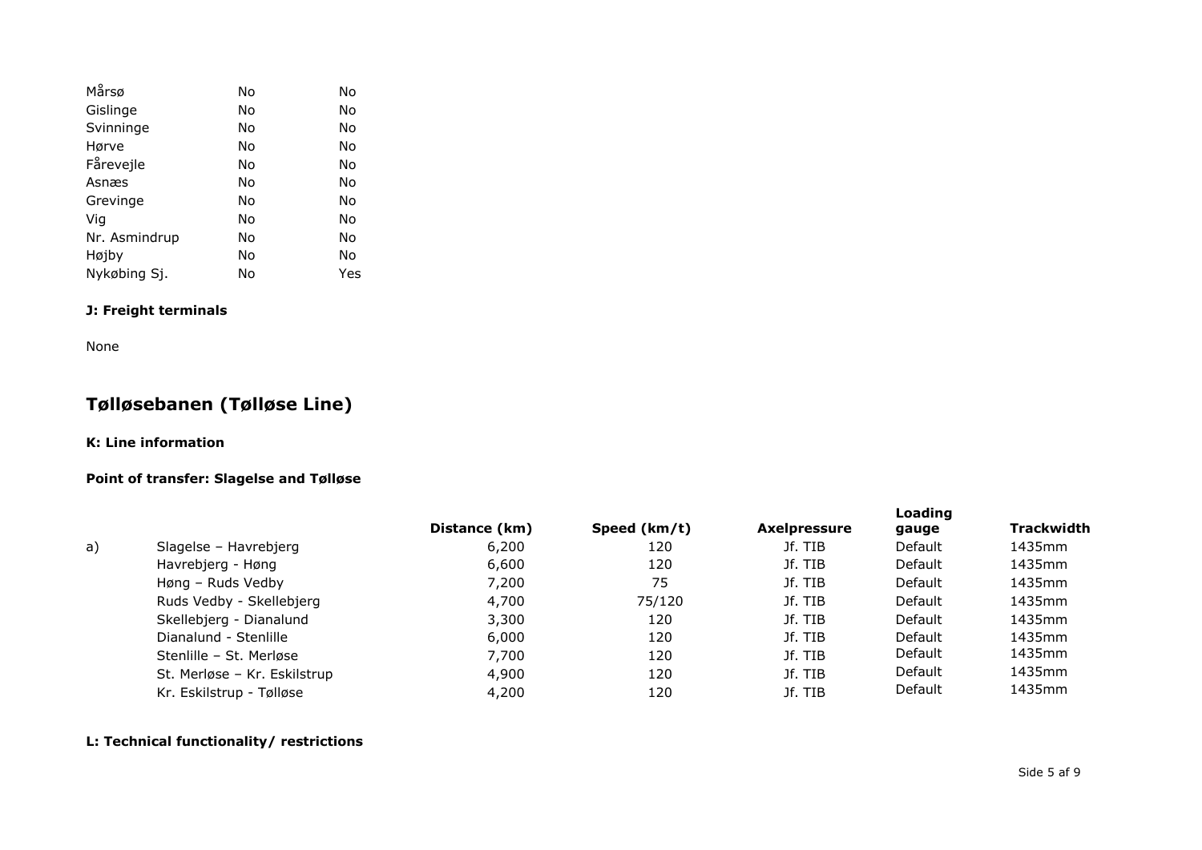| | | |
|---|---|---|
| Mårsø | No | No |
| Gislinge | No | No |
| Svinninge | No | No |
| Hørve | No | No |
| Fårevejle | No | No |
| Asnæs | No | No |
| Grevinge | No | No |
| Vig | No | No |
| Nr. Asmindrup | No | No |
| Højby | No | No |
| Nykøbing Sj. | No | Yes |

**J: Freight terminals**

None

## Tølløsebanen (Tølløse Line)

**K: Line information**

**Point of transfer: Slagelse and Tølløse**

| | | Distance (km) | Speed (km/t) | Axelpressure | Loading gauge | Trackwidth |
|---|---|---|---|---|---|---|
| a) | Slagelse – Havrebjerg | 6,200 | 120 | Jf. TIB | Default | 1435mm |
| | Havrebjerg - Høng | 6,600 | 120 | Jf. TIB | Default | 1435mm |
| | Høng – Ruds Vedby | 7,200 | 75 | Jf. TIB | Default | 1435mm |
| | Ruds Vedby - Skellebjerg | 4,700 | 75/120 | Jf. TIB | Default | 1435mm |
| | Skellebjerg - Dianalund | 3,300 | 120 | Jf. TIB | Default | 1435mm |
| | Dianalund - Stenlille | 6,000 | 120 | Jf. TIB | Default | 1435mm |
| | Stenlille – St. Merløse | 7,700 | 120 | Jf. TIB | Default | 1435mm |
| | St. Merløse – Kr. Eskilstrup | 4,900 | 120 | Jf. TIB | Default | 1435mm |
| | Kr. Eskilstrup - Tølløse | 4,200 | 120 | Jf. TIB | Default | 1435mm |

**L: Technical functionality/ restrictions**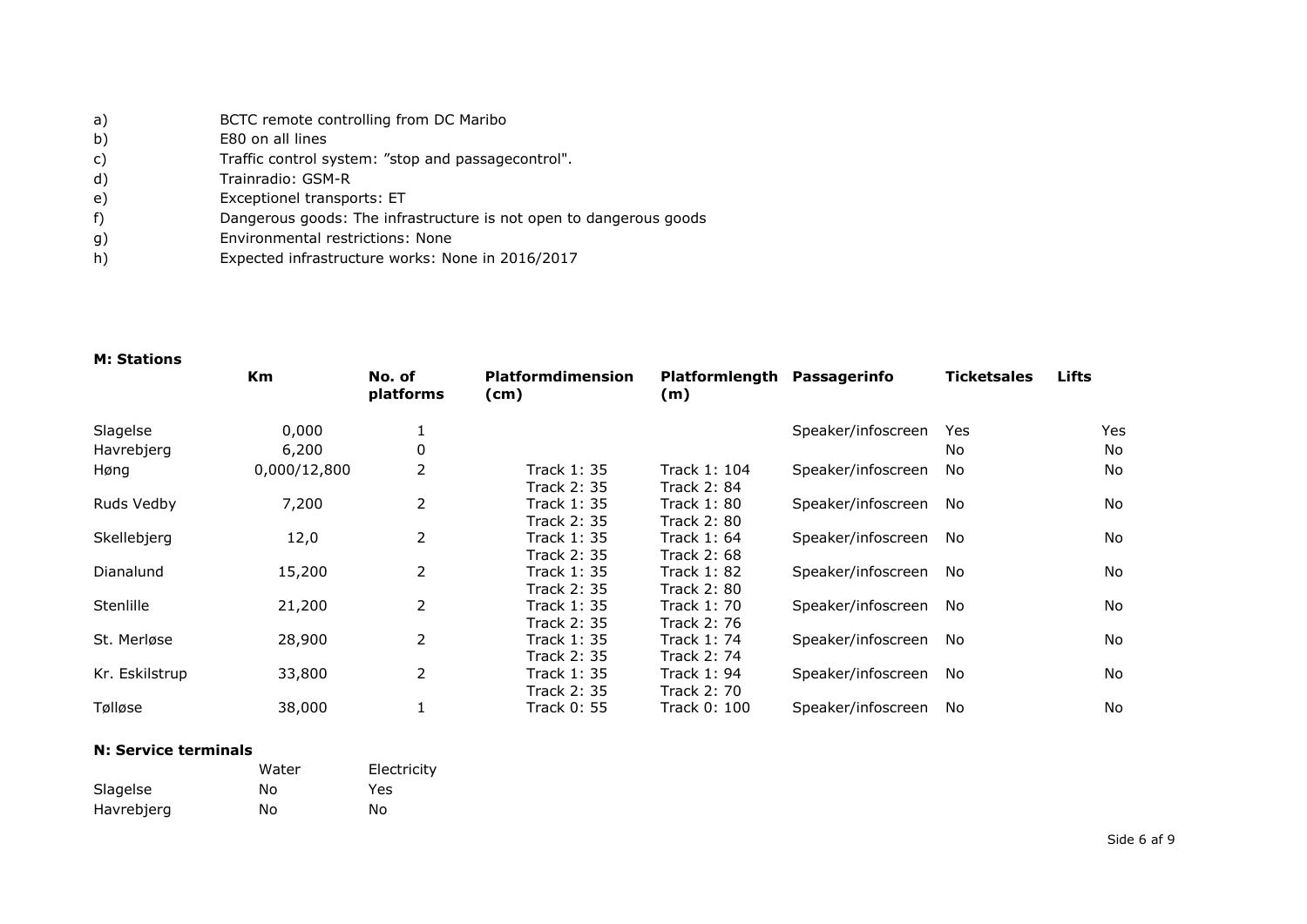a) BCTC remote controlling from DC Maribo
b) E80 on all lines
c) Traffic control system: ”stop and passagecontrol".
d) Trainradio: GSM-R
e) Exceptionel transports: ET
f) Dangerous goods: The infrastructure is not open to dangerous goods
g) Environmental restrictions: None
h) Expected infrastructure works: None in 2016/2017

**M: Stations**

| | Km | No. of platforms | Platformdimension (cm) | Platformlength (m) | Passagerinfo | Ticketsales | Lifts |
|---|---|---|---|---|---|---|---|
| Slagelse | 0,000 | 1 | | | Speaker/infoscreen | Yes | Yes |
| Havrebjerg | 6,200 | 0 | | | | No | No |
| Høng | 0,000/12,800 | 2 | Track 1: 35<br>Track 2: 35 | Track 1: 104<br>Track 2: 84 | Speaker/infoscreen | No | No |
| Ruds Vedby | 7,200 | 2 | Track 1: 35<br>Track 2: 35 | Track 1: 80<br>Track 2: 80 | Speaker/infoscreen | No | No |
| Skellebjerg | 12,0 | 2 | Track 1: 35<br>Track 2: 35 | Track 1: 64<br>Track 2: 68 | Speaker/infoscreen | No | No |
| Dianalund | 15,200 | 2 | Track 1: 35<br>Track 2: 35 | Track 1: 82<br>Track 2: 80 | Speaker/infoscreen | No | No |
| Stenlille | 21,200 | 2 | Track 1: 35<br>Track 2: 35 | Track 1: 70<br>Track 2: 76 | Speaker/infoscreen | No | No |
| St. Merløse | 28,900 | 2 | Track 1: 35<br>Track 2: 35 | Track 1: 74<br>Track 2: 74 | Speaker/infoscreen | No | No |
| Kr. Eskilstrup | 33,800 | 2 | Track 1: 35<br>Track 2: 35 | Track 1: 94<br>Track 2: 70 | Speaker/infoscreen | No | No |
| Tølløse | 38,000 | 1 | Track 0: 55 | Track 0: 100 | Speaker/infoscreen | No | No |

**N: Service terminals**

| | Water | Electricity |
|---|---|---|
| Slagelse | No | Yes |
| Havrebjerg | No | No |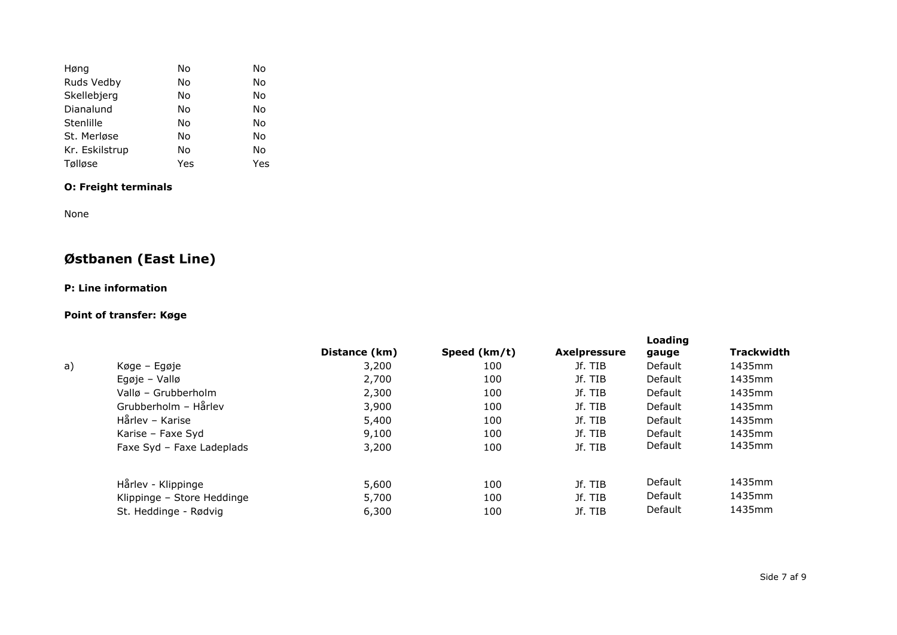| | | |
|---|---|---|
| Høng | No | No |
| Ruds Vedby | No | No |
| Skellebjerg | No | No |
| Dianalund | No | No |
| Stenlille | No | No |
| St. Merløse | No | No |
| Kr. Eskilstrup | No | No |
| Tølløse | Yes | Yes |

**O: Freight terminals**

None

## Østbanen (East Line)

**P: Line information**

**Point of transfer: Køge**

| | | Distance (km) | Speed (km/t) | Axelpressure | Loading gauge | Trackwidth |
|---|---|---|---|---|---|---|
| a) | Køge – Egøje | 3,200 | 100 | Jf. TIB | Default | 1435mm |
| | Egøje – Vallø | 2,700 | 100 | Jf. TIB | Default | 1435mm |
| | Vallø – Grubberholm | 2,300 | 100 | Jf. TIB | Default | 1435mm |
| | Grubberholm – Hårlev | 3,900 | 100 | Jf. TIB | Default | 1435mm |
| | Hårlev – Karise | 5,400 | 100 | Jf. TIB | Default | 1435mm |
| | Karise – Faxe Syd | 9,100 | 100 | Jf. TIB | Default | 1435mm |
| | Faxe Syd – Faxe Ladeplads | 3,200 | 100 | Jf. TIB | Default | 1435mm |
| | | | | | | |
| | Hårlev - Klippinge | 5,600 | 100 | Jf. TIB | Default | 1435mm |
| | Klippinge – Store Heddinge | 5,700 | 100 | Jf. TIB | Default | 1435mm |
| | St. Heddinge - Rødvig | 6,300 | 100 | Jf. TIB | Default | 1435mm |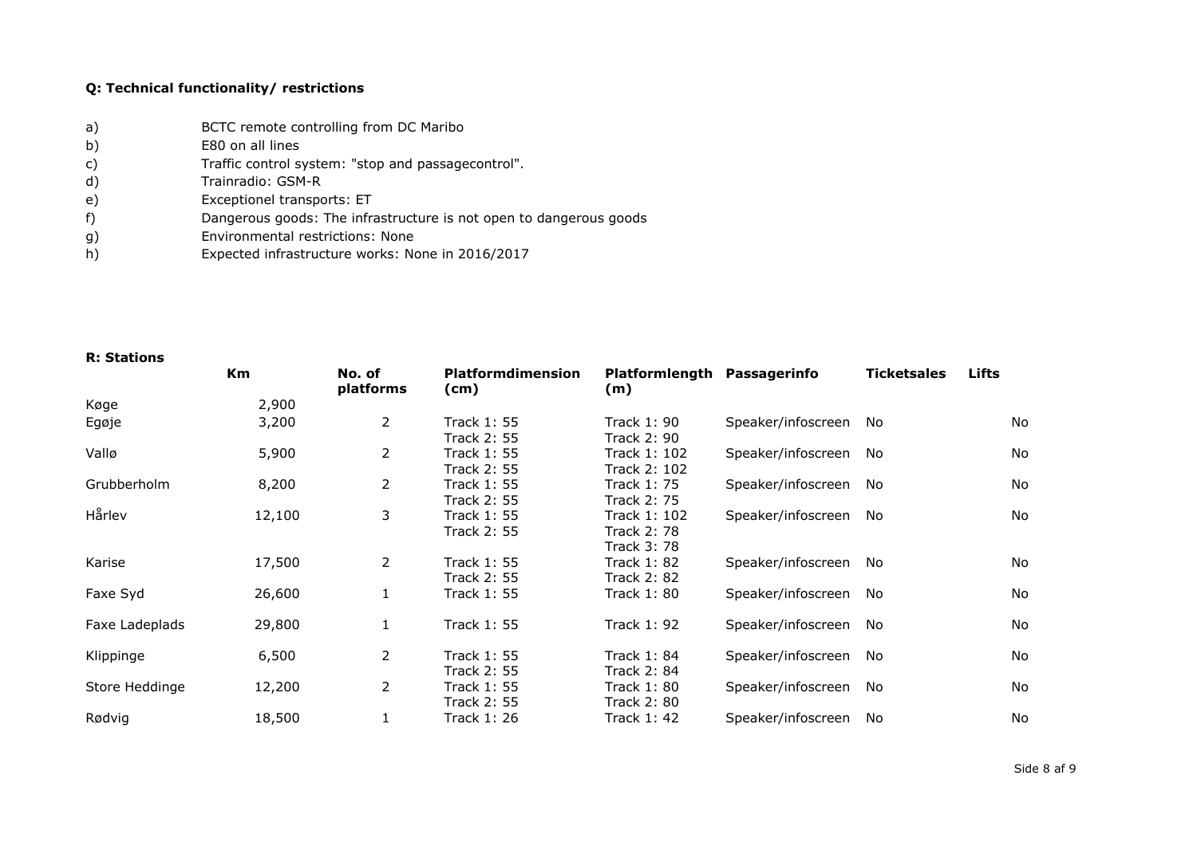**Q: Technical functionality/ restrictions**

a) BCTC remote controlling from DC Maribo
b) E80 on all lines
c) Traffic control system: "stop and passagecontrol".
d) Trainradio: GSM-R
e) Exceptionel transports: ET
f) Dangerous goods: The infrastructure is not open to dangerous goods
g) Environmental restrictions: None
h) Expected infrastructure works: None in 2016/2017

**R: Stations**

| | Km | No. of platforms | Platformdimension (cm) | Platformlength (m) | Passagerinfo | Ticketsales | Lifts |
|---|---|---|---|---|---|---|---|
| Køge | 2,900 | | | | | | |
| Egøje | 3,200 | 2 | Track 1: 55<br>Track 2: 55 | Track 1: 90<br>Track 2: 90 | Speaker/infoscreen | No | No |
| Vallø | 5,900 | 2 | Track 1: 55<br>Track 2: 55 | Track 1: 102<br>Track 2: 102 | Speaker/infoscreen | No | No |
| Grubberholm | 8,200 | 2 | Track 1: 55<br>Track 2: 55 | Track 1: 75<br>Track 2: 75 | Speaker/infoscreen | No | No |
| Hårlev | 12,100 | 3 | Track 1: 55<br>Track 2: 55 | Track 1: 102<br>Track 2: 78<br>Track 3: 78 | Speaker/infoscreen | No | No |
| Karise | 17,500 | 2 | Track 1: 55<br>Track 2: 55 | Track 1: 82<br>Track 2: 82 | Speaker/infoscreen | No | No |
| Faxe Syd | 26,600 | 1 | Track 1: 55 | Track 1: 80 | Speaker/infoscreen | No | No |
| Faxe Ladeplads | 29,800 | 1 | Track 1: 55 | Track 1: 92 | Speaker/infoscreen | No | No |
| Klippinge | 6,500 | 2 | Track 1: 55<br>Track 2: 55 | Track 1: 84<br>Track 2: 84 | Speaker/infoscreen | No | No |
| Store Heddinge | 12,200 | 2 | Track 1: 55<br>Track 2: 55 | Track 1: 80<br>Track 2: 80 | Speaker/infoscreen | No | No |
| Rødvig | 18,500 | 1 | Track 1: 26 | Track 1: 42 | Speaker/infoscreen | No | No |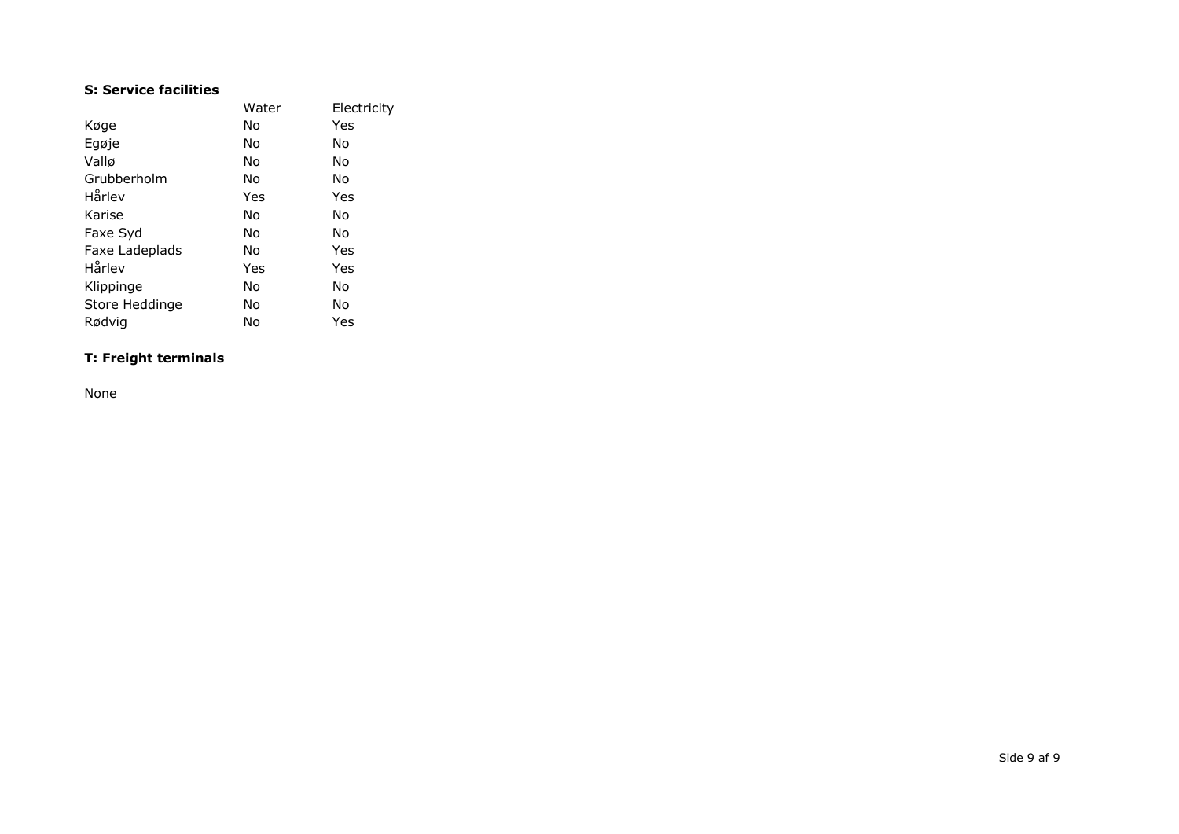**S: Service facilities**

| | Water | Electricity |
|---|---|---|
| Køge | No | Yes |
| Egøje | No | No |
| Vallø | No | No |
| Grubberholm | No | No |
| Hårlev | Yes | Yes |
| Karise | No | No |
| Faxe Syd | No | No |
| Faxe Ladeplads | No | Yes |
| Hårlev | Yes | Yes |
| Klippinge | No | No |
| Store Heddinge | No | No |
| Rødvig | No | Yes |

**T: Freight terminals**

None